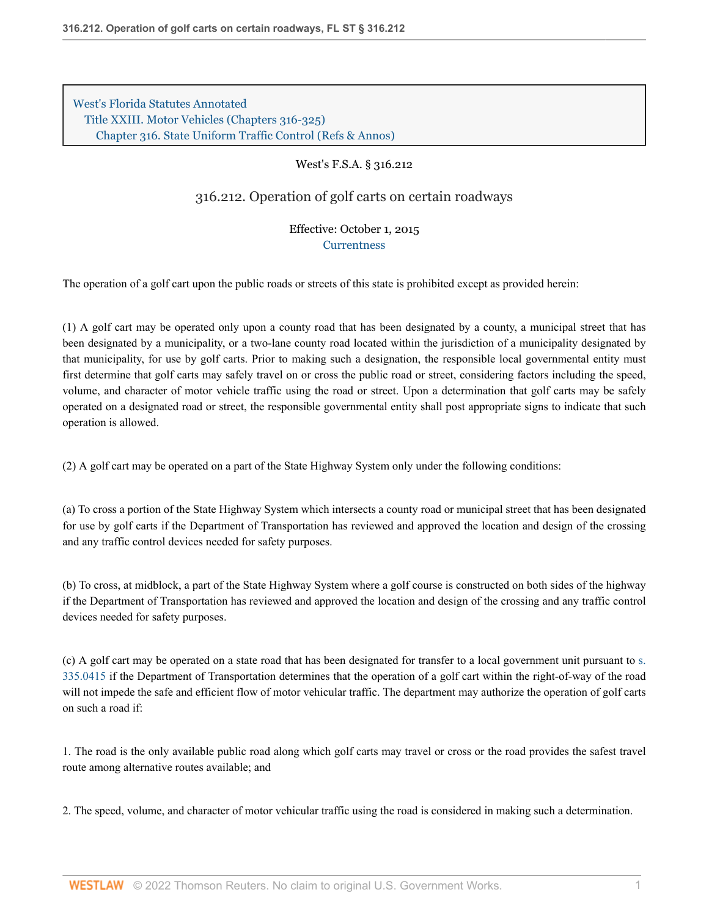West's Florida Statutes Annotated
Title XXIII. Motor Vehicles (Chapters 316-325)
Chapter 316. State Uniform Traffic Control (Refs & Annos)

West's F.S.A. § 316.212

# 316.212. Operation of golf carts on certain roadways

Effective: October 1, 2015
Currentness

The operation of a golf cart upon the public roads or streets of this state is prohibited except as provided herein:

(1) A golf cart may be operated only upon a county road that has been designated by a county, a municipal street that has been designated by a municipality, or a two-lane county road located within the jurisdiction of a municipality designated by that municipality, for use by golf carts. Prior to making such a designation, the responsible local governmental entity must first determine that golf carts may safely travel on or cross the public road or street, considering factors including the speed, volume, and character of motor vehicle traffic using the road or street. Upon a determination that golf carts may be safely operated on a designated road or street, the responsible governmental entity shall post appropriate signs to indicate that such operation is allowed.

(2) A golf cart may be operated on a part of the State Highway System only under the following conditions:

(a) To cross a portion of the State Highway System which intersects a county road or municipal street that has been designated for use by golf carts if the Department of Transportation has reviewed and approved the location and design of the crossing and any traffic control devices needed for safety purposes.

(b) To cross, at midblock, a part of the State Highway System where a golf course is constructed on both sides of the highway if the Department of Transportation has reviewed and approved the location and design of the crossing and any traffic control devices needed for safety purposes.

(c) A golf cart may be operated on a state road that has been designated for transfer to a local government unit pursuant to s. 335.0415 if the Department of Transportation determines that the operation of a golf cart within the right-of-way of the road will not impede the safe and efficient flow of motor vehicular traffic. The department may authorize the operation of golf carts on such a road if:

1. The road is the only available public road along which golf carts may travel or cross or the road provides the safest travel route among alternative routes available; and

2. The speed, volume, and character of motor vehicular traffic using the road is considered in making such a determination.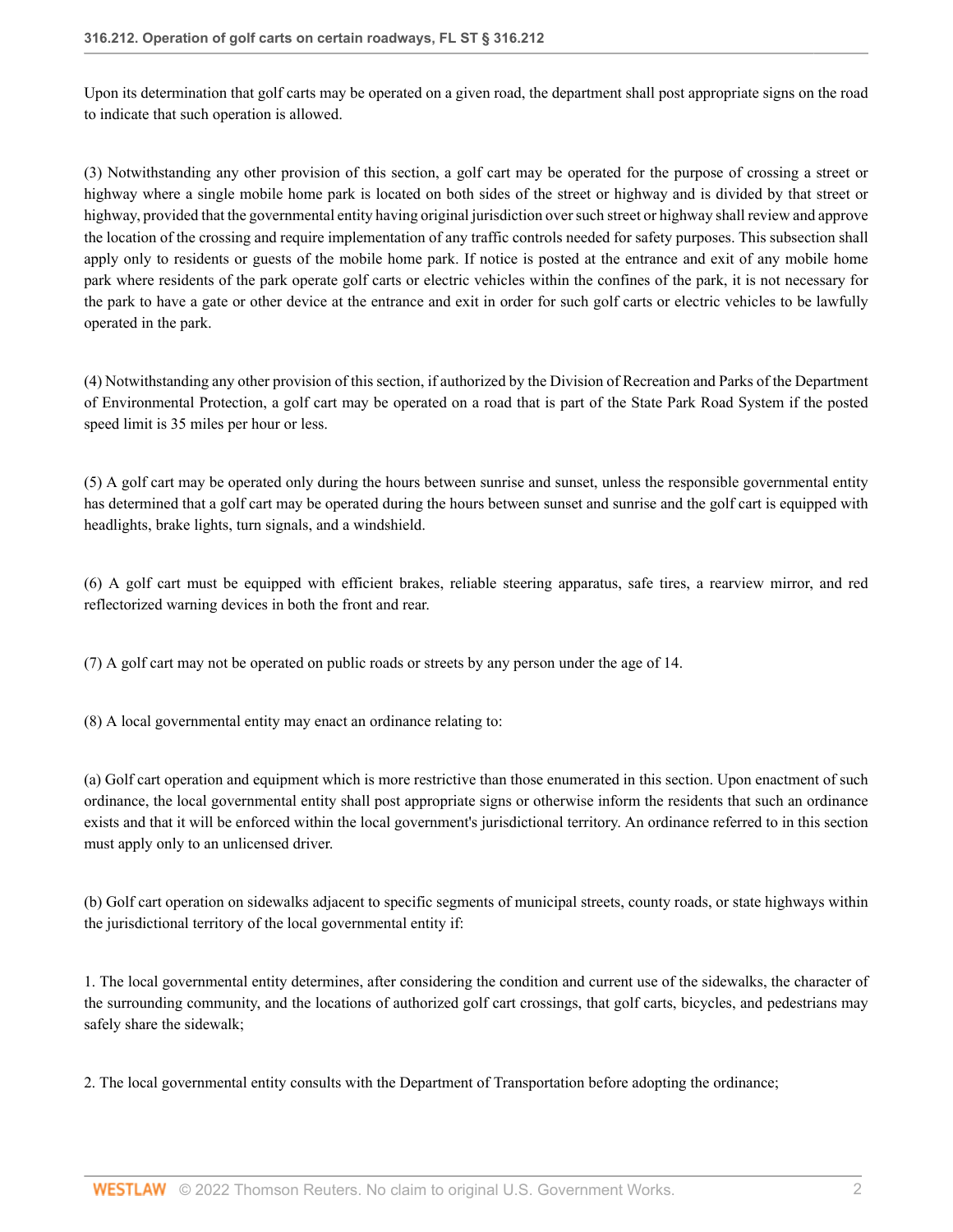Upon its determination that golf carts may be operated on a given road, the department shall post appropriate signs on the road to indicate that such operation is allowed.

(3) Notwithstanding any other provision of this section, a golf cart may be operated for the purpose of crossing a street or highway where a single mobile home park is located on both sides of the street or highway and is divided by that street or highway, provided that the governmental entity having original jurisdiction over such street or highway shall review and approve the location of the crossing and require implementation of any traffic controls needed for safety purposes. This subsection shall apply only to residents or guests of the mobile home park. If notice is posted at the entrance and exit of any mobile home park where residents of the park operate golf carts or electric vehicles within the confines of the park, it is not necessary for the park to have a gate or other device at the entrance and exit in order for such golf carts or electric vehicles to be lawfully operated in the park.

(4) Notwithstanding any other provision of this section, if authorized by the Division of Recreation and Parks of the Department of Environmental Protection, a golf cart may be operated on a road that is part of the State Park Road System if the posted speed limit is 35 miles per hour or less.

(5) A golf cart may be operated only during the hours between sunrise and sunset, unless the responsible governmental entity has determined that a golf cart may be operated during the hours between sunset and sunrise and the golf cart is equipped with headlights, brake lights, turn signals, and a windshield.

(6) A golf cart must be equipped with efficient brakes, reliable steering apparatus, safe tires, a rearview mirror, and red reflectorized warning devices in both the front and rear.

(7) A golf cart may not be operated on public roads or streets by any person under the age of 14.

(8) A local governmental entity may enact an ordinance relating to:

(a) Golf cart operation and equipment which is more restrictive than those enumerated in this section. Upon enactment of such ordinance, the local governmental entity shall post appropriate signs or otherwise inform the residents that such an ordinance exists and that it will be enforced within the local government's jurisdictional territory. An ordinance referred to in this section must apply only to an unlicensed driver.

(b) Golf cart operation on sidewalks adjacent to specific segments of municipal streets, county roads, or state highways within the jurisdictional territory of the local governmental entity if:

1. The local governmental entity determines, after considering the condition and current use of the sidewalks, the character of the surrounding community, and the locations of authorized golf cart crossings, that golf carts, bicycles, and pedestrians may safely share the sidewalk;

2. The local governmental entity consults with the Department of Transportation before adopting the ordinance;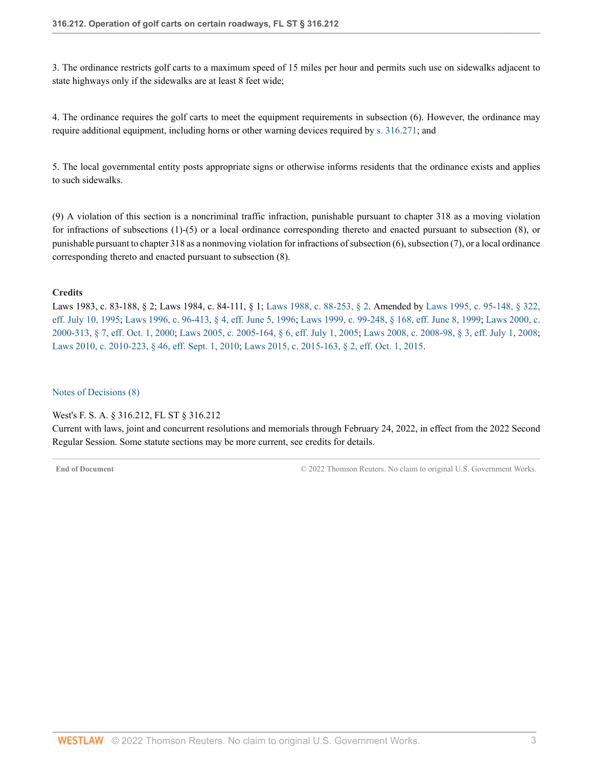3. The ordinance restricts golf carts to a maximum speed of 15 miles per hour and permits such use on sidewalks adjacent to state highways only if the sidewalks are at least 8 feet wide;

4. The ordinance requires the golf carts to meet the equipment requirements in subsection (6). However, the ordinance may require additional equipment, including horns or other warning devices required by s. 316.271; and

5. The local governmental entity posts appropriate signs or otherwise informs residents that the ordinance exists and applies to such sidewalks.

(9) A violation of this section is a noncriminal traffic infraction, punishable pursuant to chapter 318 as a moving violation for infractions of subsections (1)-(5) or a local ordinance corresponding thereto and enacted pursuant to subsection (8), or punishable pursuant to chapter 318 as a nonmoving violation for infractions of subsection (6), subsection (7), or a local ordinance corresponding thereto and enacted pursuant to subsection (8).

**Credits**

Laws 1983, c. 83-188, § 2; Laws 1984, c. 84-111, § 1; Laws 1988, c. 88-253, § 2. Amended by Laws 1995, c. 95-148, § 322, eff. July 10, 1995; Laws 1996, c. 96-413, § 4, eff. June 5, 1996; Laws 1999, c. 99-248, § 168, eff. June 8, 1999; Laws 2000, c. 2000-313, § 7, eff. Oct. 1, 2000; Laws 2005, c. 2005-164, § 6, eff. July 1, 2005; Laws 2008, c. 2008-98, § 3, eff. July 1, 2008; Laws 2010, c. 2010-223, § 46, eff. Sept. 1, 2010; Laws 2015, c. 2015-163, § 2, eff. Oct. 1, 2015.

Notes of Decisions (8)

West's F. S. A. § 316.212, FL ST § 316.212
Current with laws, joint and concurrent resolutions and memorials through February 24, 2022, in effect from the 2022 Second Regular Session. Some statute sections may be more current, see credits for details.

**End of Document** © 2022 Thomson Reuters. No claim to original U.S. Government Works.